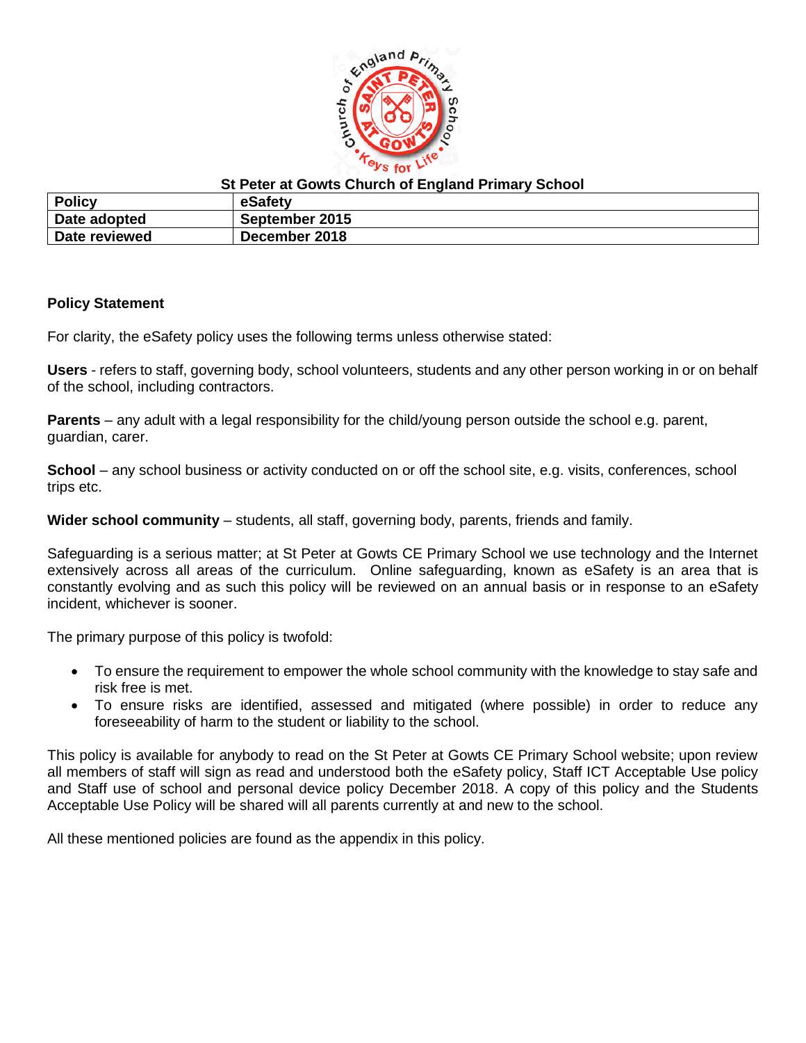**St Peter at Gowts Church of England Primary School**

| Policy | eSafety |
| --- | --- |
| Date adopted | September 2015 |
| Date reviewed | December 2018 |

**Policy Statement**

For clarity, the eSafety policy uses the following terms unless otherwise stated:

**Users** - refers to staff, governing body, school volunteers, students and any other person working in or on behalf of the school, including contractors.

**Parents** – any adult with a legal responsibility for the child/young person outside the school e.g. parent, guardian, carer.

**School** – any school business or activity conducted on or off the school site, e.g. visits, conferences, school trips etc.

**Wider school community** – students, all staff, governing body, parents, friends and family.

Safeguarding is a serious matter; at St Peter at Gowts CE Primary School we use technology and the Internet extensively across all areas of the curriculum. Online safeguarding, known as eSafety is an area that is constantly evolving and as such this policy will be reviewed on an annual basis or in response to an eSafety incident, whichever is sooner.

The primary purpose of this policy is twofold:

- To ensure the requirement to empower the whole school community with the knowledge to stay safe and risk free is met.
- To ensure risks are identified, assessed and mitigated (where possible) in order to reduce any foreseeability of harm to the student or liability to the school.

This policy is available for anybody to read on the St Peter at Gowts CE Primary School website; upon review all members of staff will sign as read and understood both the eSafety policy, Staff ICT Acceptable Use policy and Staff use of school and personal device policy December 2018. A copy of this policy and the Students Acceptable Use Policy will be shared will all parents currently at and new to the school.

All these mentioned policies are found as the appendix in this policy.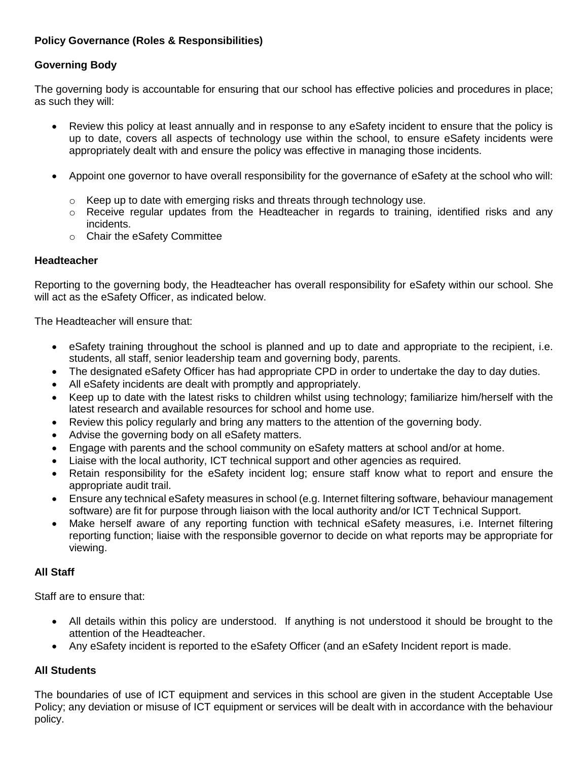**Policy Governance (Roles & Responsibilities)**

**Governing Body**

The governing body is accountable for ensuring that our school has effective policies and procedures in place; as such they will:

- Review this policy at least annually and in response to any eSafety incident to ensure that the policy is up to date, covers all aspects of technology use within the school, to ensure eSafety incidents were appropriately dealt with and ensure the policy was effective in managing those incidents.

- Appoint one governor to have overall responsibility for the governance of eSafety at the school who will:
    - Keep up to date with emerging risks and threats through technology use.
    - Receive regular updates from the Headteacher in regards to training, identified risks and any incidents.
    - Chair the eSafety Committee

**Headteacher**

Reporting to the governing body, the Headteacher has overall responsibility for eSafety within our school. She will act as the eSafety Officer, as indicated below.

The Headteacher will ensure that:

- eSafety training throughout the school is planned and up to date and appropriate to the recipient, i.e. students, all staff, senior leadership team and governing body, parents.
- The designated eSafety Officer has had appropriate CPD in order to undertake the day to day duties.
- All eSafety incidents are dealt with promptly and appropriately.
- Keep up to date with the latest risks to children whilst using technology; familiarize him/herself with the latest research and available resources for school and home use.
- Review this policy regularly and bring any matters to the attention of the governing body.
- Advise the governing body on all eSafety matters.
- Engage with parents and the school community on eSafety matters at school and/or at home.
- Liaise with the local authority, ICT technical support and other agencies as required.
- Retain responsibility for the eSafety incident log; ensure staff know what to report and ensure the appropriate audit trail.
- Ensure any technical eSafety measures in school (e.g. Internet filtering software, behaviour management software) are fit for purpose through liaison with the local authority and/or ICT Technical Support.
- Make herself aware of any reporting function with technical eSafety measures, i.e. Internet filtering reporting function; liaise with the responsible governor to decide on what reports may be appropriate for viewing.

**All Staff**

Staff are to ensure that:

- All details within this policy are understood. If anything is not understood it should be brought to the attention of the Headteacher.
- Any eSafety incident is reported to the eSafety Officer (and an eSafety Incident report is made.

**All Students**

The boundaries of use of ICT equipment and services in this school are given in the student Acceptable Use Policy; any deviation or misuse of ICT equipment or services will be dealt with in accordance with the behaviour policy.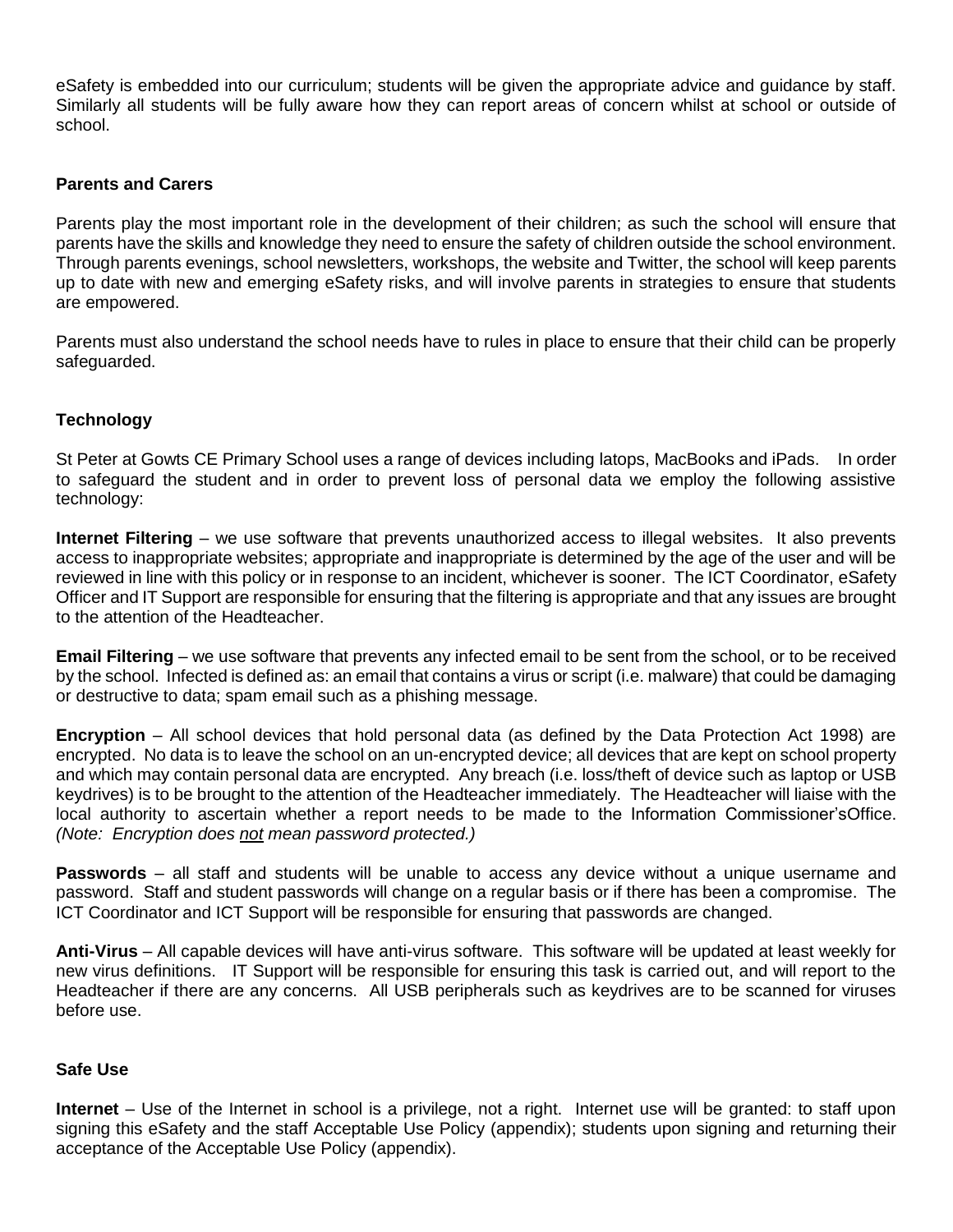eSafety is embedded into our curriculum; students will be given the appropriate advice and guidance by staff. Similarly all students will be fully aware how they can report areas of concern whilst at school or outside of school.

### Parents and Carers

Parents play the most important role in the development of their children; as such the school will ensure that parents have the skills and knowledge they need to ensure the safety of children outside the school environment. Through parents evenings, school newsletters, workshops, the website and Twitter, the school will keep parents up to date with new and emerging eSafety risks, and will involve parents in strategies to ensure that students are empowered.

Parents must also understand the school needs have to rules in place to ensure that their child can be properly safeguarded.

### Technology

St Peter at Gowts CE Primary School uses a range of devices including latops, MacBooks and iPads. In order to safeguard the student and in order to prevent loss of personal data we employ the following assistive technology:

**Internet Filtering** – we use software that prevents unauthorized access to illegal websites. It also prevents access to inappropriate websites; appropriate and inappropriate is determined by the age of the user and will be reviewed in line with this policy or in response to an incident, whichever is sooner. The ICT Coordinator, eSafety Officer and IT Support are responsible for ensuring that the filtering is appropriate and that any issues are brought to the attention of the Headteacher.

**Email Filtering** – we use software that prevents any infected email to be sent from the school, or to be received by the school. Infected is defined as: an email that contains a virus or script (i.e. malware) that could be damaging or destructive to data; spam email such as a phishing message.

**Encryption** – All school devices that hold personal data (as defined by the Data Protection Act 1998) are encrypted. No data is to leave the school on an un-encrypted device; all devices that are kept on school property and which may contain personal data are encrypted. Any breach (i.e. loss/theft of device such as laptop or USB keydrives) is to be brought to the attention of the Headteacher immediately. The Headteacher will liaise with the local authority to ascertain whether a report needs to be made to the Information Commissioner'sOffice. *(Note: Encryption does not mean password protected.)*

**Passwords** – all staff and students will be unable to access any device without a unique username and password. Staff and student passwords will change on a regular basis or if there has been a compromise. The ICT Coordinator and ICT Support will be responsible for ensuring that passwords are changed.

**Anti-Virus** – All capable devices will have anti-virus software. This software will be updated at least weekly for new virus definitions. IT Support will be responsible for ensuring this task is carried out, and will report to the Headteacher if there are any concerns. All USB peripherals such as keydrives are to be scanned for viruses before use.

### Safe Use

**Internet** – Use of the Internet in school is a privilege, not a right. Internet use will be granted: to staff upon signing this eSafety and the staff Acceptable Use Policy (appendix); students upon signing and returning their acceptance of the Acceptable Use Policy (appendix).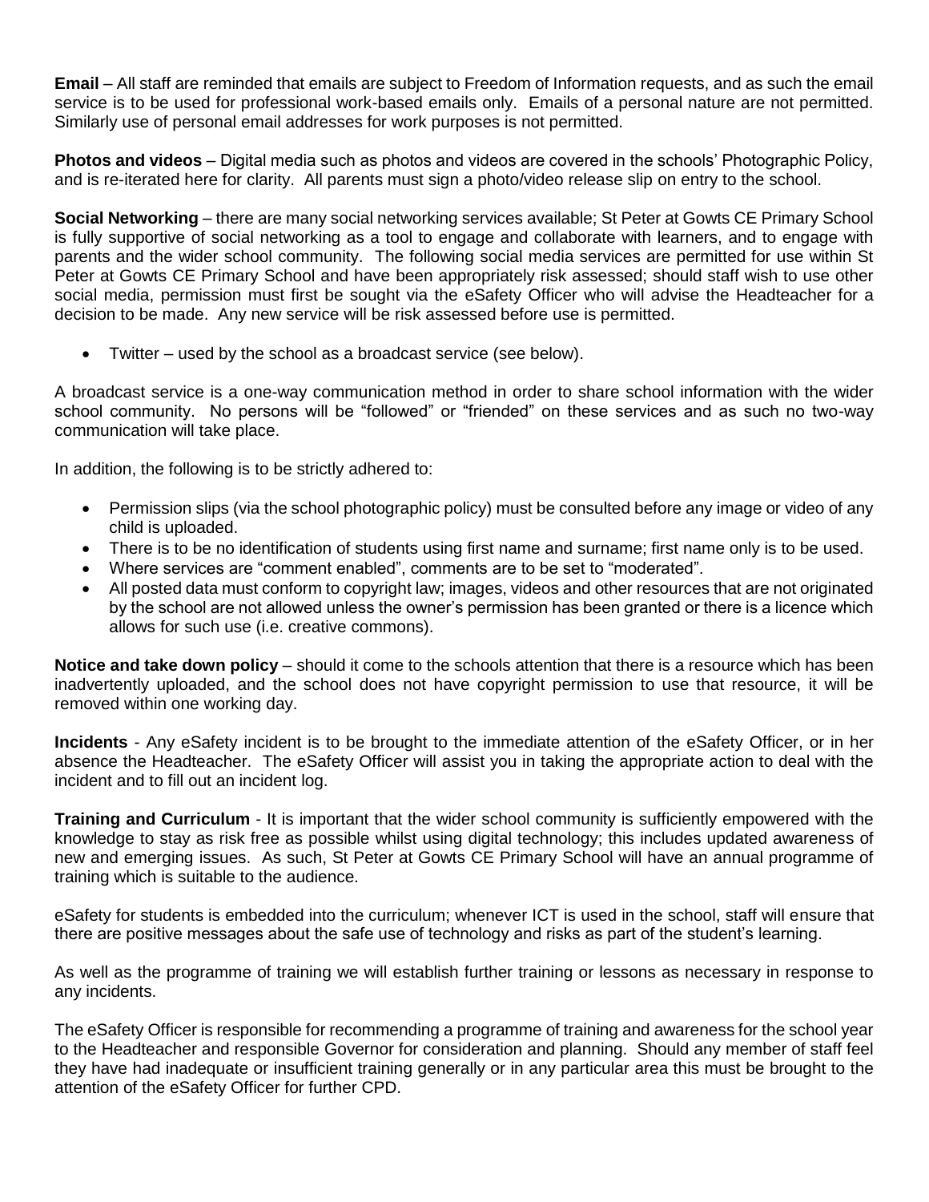**Email** – All staff are reminded that emails are subject to Freedom of Information requests, and as such the email service is to be used for professional work-based emails only. Emails of a personal nature are not permitted. Similarly use of personal email addresses for work purposes is not permitted.

**Photos and videos** – Digital media such as photos and videos are covered in the schools' Photographic Policy, and is re-iterated here for clarity. All parents must sign a photo/video release slip on entry to the school.

**Social Networking** – there are many social networking services available; St Peter at Gowts CE Primary School is fully supportive of social networking as a tool to engage and collaborate with learners, and to engage with parents and the wider school community. The following social media services are permitted for use within St Peter at Gowts CE Primary School and have been appropriately risk assessed; should staff wish to use other social media, permission must first be sought via the eSafety Officer who will advise the Headteacher for a decision to be made. Any new service will be risk assessed before use is permitted.

- Twitter – used by the school as a broadcast service (see below).

A broadcast service is a one-way communication method in order to share school information with the wider school community. No persons will be "followed" or "friended" on these services and as such no two-way communication will take place.

In addition, the following is to be strictly adhered to:

- Permission slips (via the school photographic policy) must be consulted before any image or video of any child is uploaded.
- There is to be no identification of students using first name and surname; first name only is to be used.
- Where services are "comment enabled", comments are to be set to "moderated".
- All posted data must conform to copyright law; images, videos and other resources that are not originated by the school are not allowed unless the owner's permission has been granted or there is a licence which allows for such use (i.e. creative commons).

**Notice and take down policy** – should it come to the schools attention that there is a resource which has been inadvertently uploaded, and the school does not have copyright permission to use that resource, it will be removed within one working day.

**Incidents** - Any eSafety incident is to be brought to the immediate attention of the eSafety Officer, or in her absence the Headteacher. The eSafety Officer will assist you in taking the appropriate action to deal with the incident and to fill out an incident log.

**Training and Curriculum** - It is important that the wider school community is sufficiently empowered with the knowledge to stay as risk free as possible whilst using digital technology; this includes updated awareness of new and emerging issues. As such, St Peter at Gowts CE Primary School will have an annual programme of training which is suitable to the audience.

eSafety for students is embedded into the curriculum; whenever ICT is used in the school, staff will ensure that there are positive messages about the safe use of technology and risks as part of the student's learning.

As well as the programme of training we will establish further training or lessons as necessary in response to any incidents.

The eSafety Officer is responsible for recommending a programme of training and awareness for the school year to the Headteacher and responsible Governor for consideration and planning. Should any member of staff feel they have had inadequate or insufficient training generally or in any particular area this must be brought to the attention of the eSafety Officer for further CPD.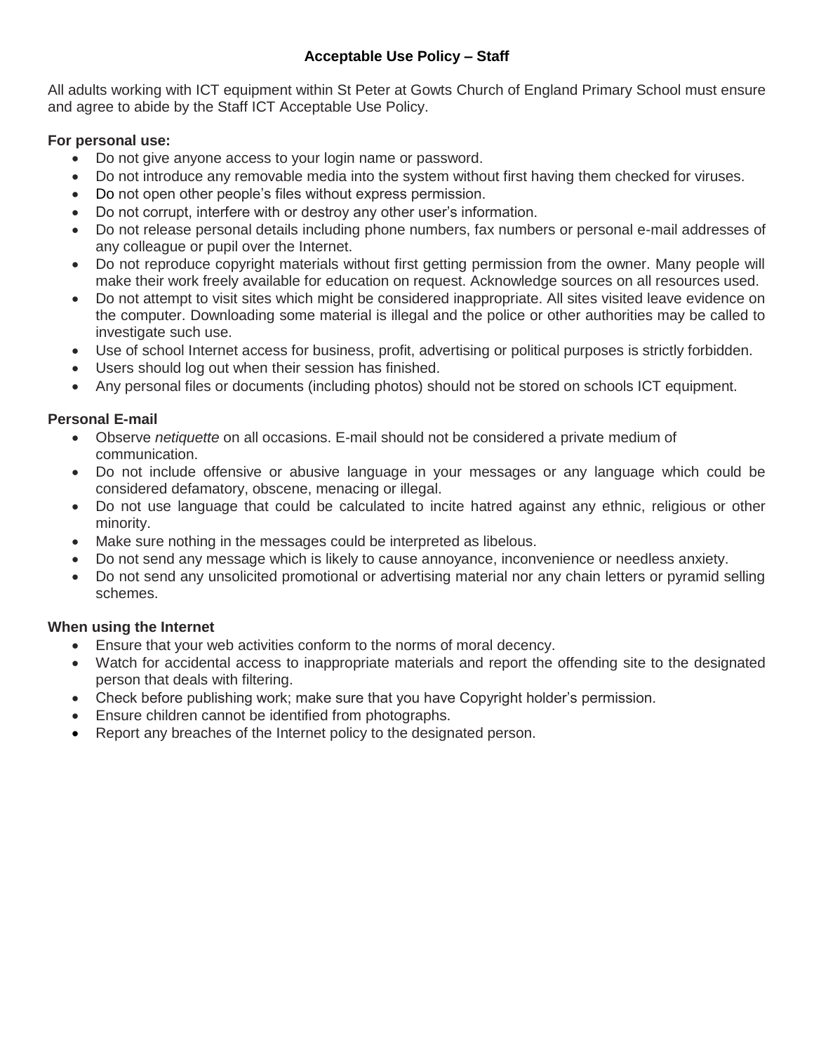## Acceptable Use Policy – Staff

All adults working with ICT equipment within St Peter at Gowts Church of England Primary School must ensure and agree to abide by the Staff ICT Acceptable Use Policy.

**For personal use:**

- Do not give anyone access to your login name or password.
- Do not introduce any removable media into the system without first having them checked for viruses.
- Do not open other people's files without express permission.
- Do not corrupt, interfere with or destroy any other user's information.
- Do not release personal details including phone numbers, fax numbers or personal e-mail addresses of any colleague or pupil over the Internet.
- Do not reproduce copyright materials without first getting permission from the owner. Many people will make their work freely available for education on request. Acknowledge sources on all resources used.
- Do not attempt to visit sites which might be considered inappropriate. All sites visited leave evidence on the computer. Downloading some material is illegal and the police or other authorities may be called to investigate such use.
- Use of school Internet access for business, profit, advertising or political purposes is strictly forbidden.
- Users should log out when their session has finished.
- Any personal files or documents (including photos) should not be stored on schools ICT equipment.

**Personal E-mail**

- Observe *netiquette* on all occasions. E-mail should not be considered a private medium of communication.
- Do not include offensive or abusive language in your messages or any language which could be considered defamatory, obscene, menacing or illegal.
- Do not use language that could be calculated to incite hatred against any ethnic, religious or other minority.
- Make sure nothing in the messages could be interpreted as libelous.
- Do not send any message which is likely to cause annoyance, inconvenience or needless anxiety.
- Do not send any unsolicited promotional or advertising material nor any chain letters or pyramid selling schemes.

**When using the Internet**

- Ensure that your web activities conform to the norms of moral decency.
- Watch for accidental access to inappropriate materials and report the offending site to the designated person that deals with filtering.
- Check before publishing work; make sure that you have Copyright holder's permission.
- Ensure children cannot be identified from photographs.
- Report any breaches of the Internet policy to the designated person.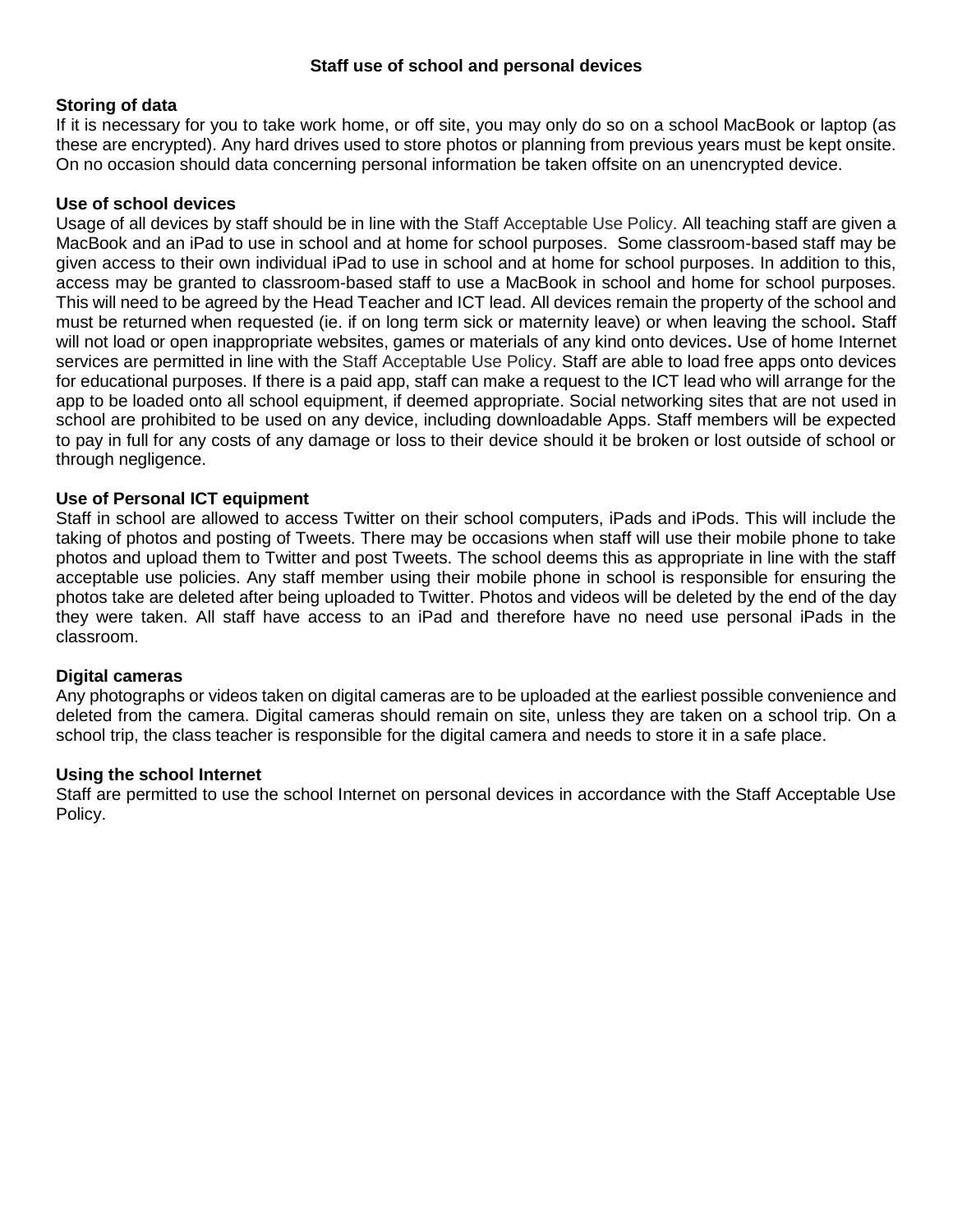**Staff use of school and personal devices**

**Storing of data**

If it is necessary for you to take work home, or off site, you may only do so on a school MacBook or laptop (as these are encrypted). Any hard drives used to store photos or planning from previous years must be kept onsite. On no occasion should data concerning personal information be taken offsite on an unencrypted device.

**Use of school devices**

Usage of all devices by staff should be in line with the Staff Acceptable Use Policy. All teaching staff are given a MacBook and an iPad to use in school and at home for school purposes. Some classroom-based staff may be given access to their own individual iPad to use in school and at home for school purposes. In addition to this, access may be granted to classroom-based staff to use a MacBook in school and home for school purposes. This will need to be agreed by the Head Teacher and ICT lead. All devices remain the property of the school and must be returned when requested (ie. if on long term sick or maternity leave) or when leaving the school**.** Staff will not load or open inappropriate websites, games or materials of any kind onto devices**.** Use of home Internet services are permitted in line with the Staff Acceptable Use Policy. Staff are able to load free apps onto devices for educational purposes. If there is a paid app, staff can make a request to the ICT lead who will arrange for the app to be loaded onto all school equipment, if deemed appropriate. Social networking sites that are not used in school are prohibited to be used on any device, including downloadable Apps. Staff members will be expected to pay in full for any costs of any damage or loss to their device should it be broken or lost outside of school or through negligence.

**Use of Personal ICT equipment**

Staff in school are allowed to access Twitter on their school computers, iPads and iPods. This will include the taking of photos and posting of Tweets. There may be occasions when staff will use their mobile phone to take photos and upload them to Twitter and post Tweets. The school deems this as appropriate in line with the staff acceptable use policies. Any staff member using their mobile phone in school is responsible for ensuring the photos take are deleted after being uploaded to Twitter. Photos and videos will be deleted by the end of the day they were taken. All staff have access to an iPad and therefore have no need use personal iPads in the classroom.

**Digital cameras**

Any photographs or videos taken on digital cameras are to be uploaded at the earliest possible convenience and deleted from the camera. Digital cameras should remain on site, unless they are taken on a school trip. On a school trip, the class teacher is responsible for the digital camera and needs to store it in a safe place.

**Using the school Internet**

Staff are permitted to use the school Internet on personal devices in accordance with the Staff Acceptable Use Policy.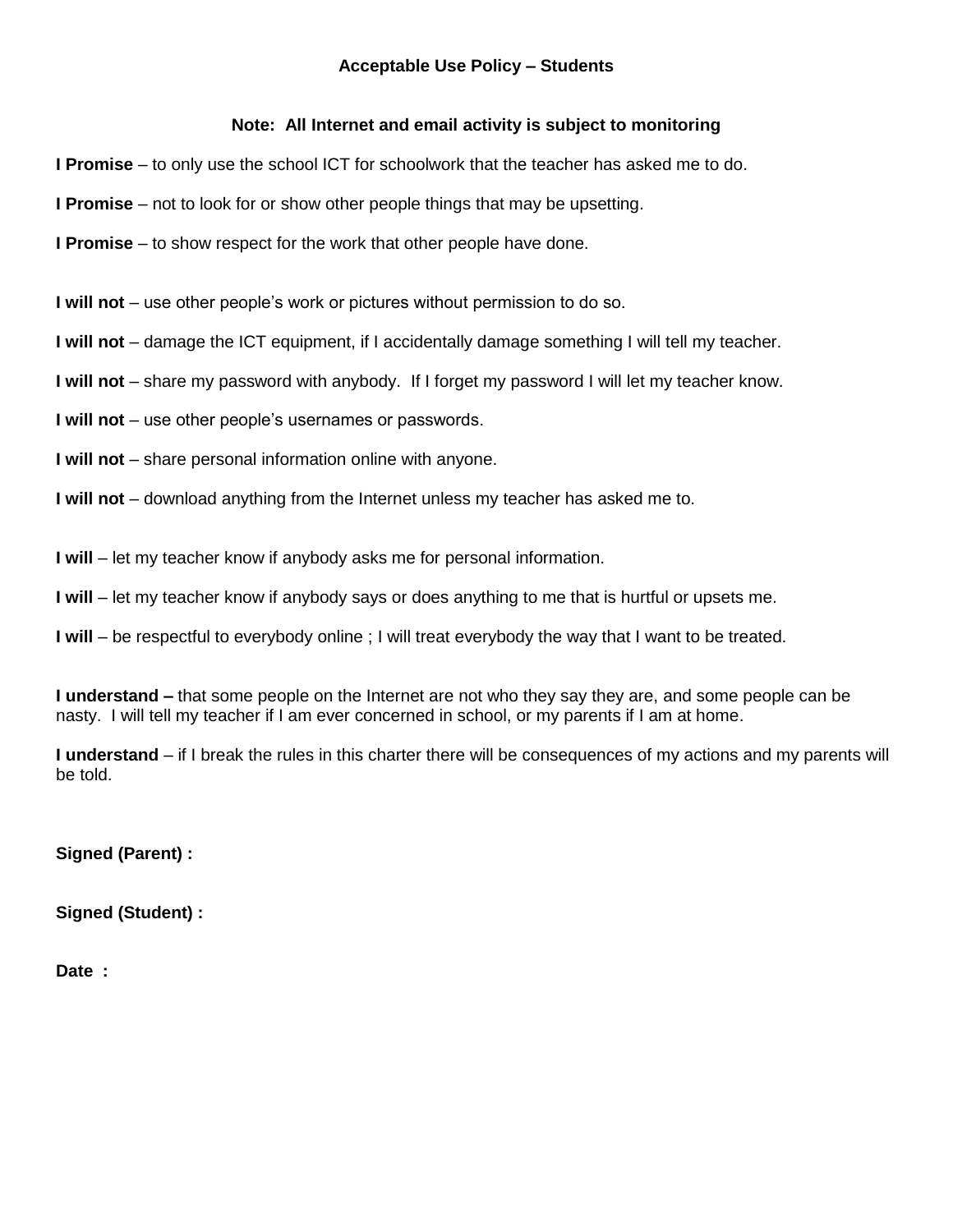## Acceptable Use Policy – Students

**Note: All Internet and email activity is subject to monitoring**

**I Promise** – to only use the school ICT for schoolwork that the teacher has asked me to do.

**I Promise** – not to look for or show other people things that may be upsetting.

**I Promise** – to show respect for the work that other people have done.

**I will not** – use other people's work or pictures without permission to do so.

**I will not** – damage the ICT equipment, if I accidentally damage something I will tell my teacher.

**I will not** – share my password with anybody. If I forget my password I will let my teacher know.

**I will not** – use other people's usernames or passwords.

**I will not** – share personal information online with anyone.

**I will not** – download anything from the Internet unless my teacher has asked me to.

**I will** – let my teacher know if anybody asks me for personal information.

**I will** – let my teacher know if anybody says or does anything to me that is hurtful or upsets me.

**I will** – be respectful to everybody online ; I will treat everybody the way that I want to be treated.

**I understand –** that some people on the Internet are not who they say they are, and some people can be nasty. I will tell my teacher if I am ever concerned in school, or my parents if I am at home.

**I understand** – if I break the rules in this charter there will be consequences of my actions and my parents will be told.

**Signed (Parent) :**

**Signed (Student) :**

**Date :**